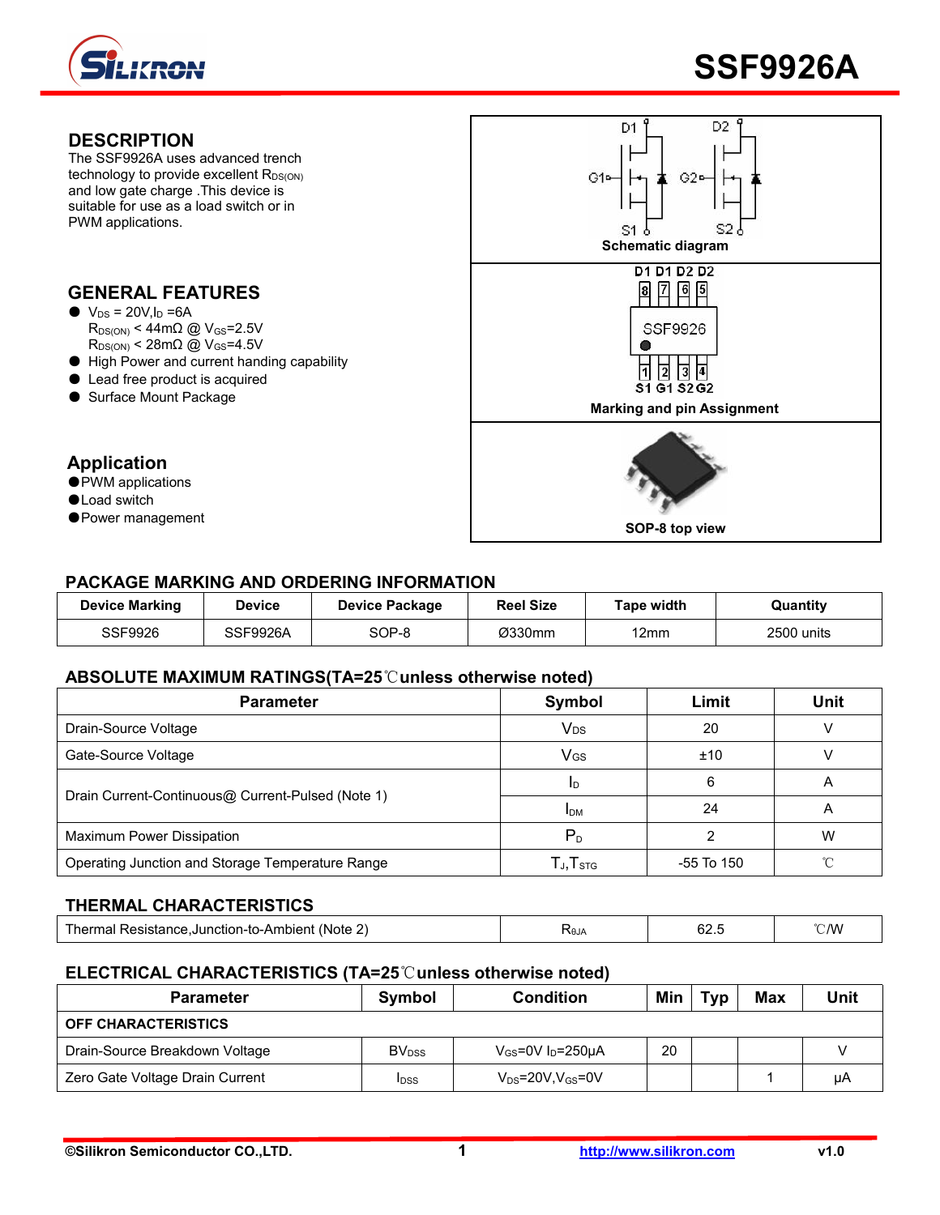# SSF9926A

## DESCRIPTION

The SSF9926A uses advanced trench technology to provide excellent $R_{DS(ON)}$ and low gate charge .This device is suitable for use as a load switch or in PWM applications.

## GENERAL FEATURES

- $V_{DS}$ = 20V,$I_D$ =6A
  $R_{DS(ON)}$ < 44mΩ @ $V_{GS}$=2.5V
  $R_{DS(ON)}$ < 28mΩ @ $V_{GS}$=4.5V
- High Power and current handing capability
- Lead free product is acquired
- Surface Mount Package

## Application

- PWM applications
- Load switch
- Power management

Schematic diagram

D1 D1 D2 D2
8 7 6 5
SSF9926
1 2 3 4
S1 G1 S2 G2

Marking and pin Assignment

SOP-8 top view

## PACKAGE MARKING AND ORDERING INFORMATION

| Device Marking | Device | Device Package | Reel Size | Tape width | Quantity |
|---|---|---|---|---|---|
| SSF9926 | SSF9926A | SOP-8 | Ø330mm | 12mm | 2500 units |

## ABSOLUTE MAXIMUM RATINGS(TA=25℃unless otherwise noted)

| Parameter | Symbol | Limit | Unit |
|---|---|---|---|
| Drain-Source Voltage | $V_{DS}$ | 20 | V |
| Gate-Source Voltage | $V_{GS}$ | ±10 | V |
| Drain Current-Continuous@ Current-Pulsed (Note 1) | $I_D$ | 6 | A |
| | $I_{DM}$ | 24 | A |
| Maximum Power Dissipation | $P_D$ | 2 | W |
| Operating Junction and Storage Temperature Range | $T_J$,$T_{STG}$ | -55 To 150 | ℃ |

## THERMAL CHARACTERISTICS

| | | | |
|---|---|---|---|
| Thermal Resistance,Junction-to-Ambient (Note 2) | $R_{\theta JA}$ | 62.5 | ℃/W |

## ELECTRICAL CHARACTERISTICS (TA=25℃unless otherwise noted)

| Parameter | Symbol | Condition | Min | Typ | Max | Unit |
|---|---|---|---|---|---|---|
| **OFF CHARACTERISTICS** | | | | | | |
| Drain-Source Breakdown Voltage | $BV_{DSS}$ | $V_{GS}$=0V $I_D$=250μA | 20 | | | V |
| Zero Gate Voltage Drain Current | $I_{DSS}$ | $V_{DS}$=20V,$V_{GS}$=0V | | | 1 | μA |

©Silikron Semiconductor CO.,LTD. http://www.silikron.com v1.0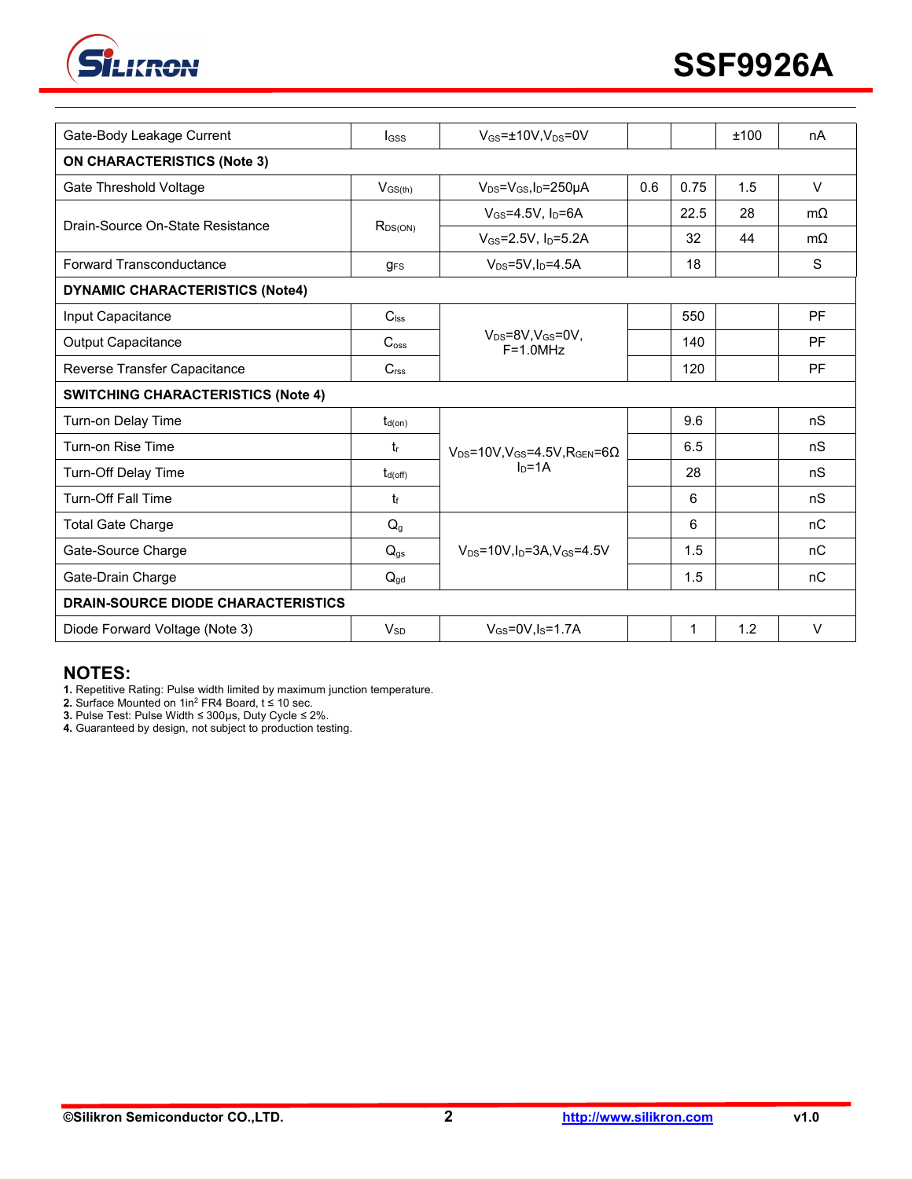| Gate-Body Leakage Current | $I_{GSS}$ | $V_{GS}$=±10V,$V_{DS}$=0V | | | ±100 | nA |
|---|---|---|---|---|---|---|
| **ON CHARACTERISTICS (Note 3)** | | | | | | |
| Gate Threshold Voltage | $V_{GS(th)}$ | $V_{DS}$=$V_{GS}$,$I_D$=250μA | 0.6 | 0.75 | 1.5 | V |
| Drain-Source On-State Resistance | $R_{DS(ON)}$ | $V_{GS}$=4.5V, $I_D$=6A | | 22.5 | 28 | mΩ |
| | | $V_{GS}$=2.5V, $I_D$=5.2A | | 32 | 44 | mΩ |
| Forward Transconductance | $g_{FS}$ | $V_{DS}$=5V,$I_D$=4.5A | | 18 | | S |
| **DYNAMIC CHARACTERISTICS (Note4)** | | | | | | |
| Input Capacitance | $C_{lss}$ | $V_{DS}$=8V,$V_{GS}$=0V, F=1.0MHz | | 550 | | PF |
| Output Capacitance | $C_{oss}$ | | | 140 | | PF |
| Reverse Transfer Capacitance | $C_{rss}$ | | | 120 | | PF |
| **SWITCHING CHARACTERISTICS (Note 4)** | | | | | | |
| Turn-on Delay Time | $t_{d(on)}$ | $V_{DS}$=10V,$V_{GS}$=4.5V,$R_{GEN}$=6Ω $I_D$=1A | | 9.6 | | nS |
| Turn-on Rise Time | $t_r$ | | | 6.5 | | nS |
| Turn-Off Delay Time | $t_{d(off)}$ | | | 28 | | nS |
| Turn-Off Fall Time | $t_f$ | | | 6 | | nS |
| Total Gate Charge | $Q_g$ | $V_{DS}$=10V,$I_D$=3A,$V_{GS}$=4.5V | | 6 | | nC |
| Gate-Source Charge | $Q_{gs}$ | | | 1.5 | | nC |
| Gate-Drain Charge | $Q_{gd}$ | | | 1.5 | | nC |
| **DRAIN-SOURCE DIODE CHARACTERISTICS** | | | | | | |
| Diode Forward Voltage (Note 3) | $V_{SD}$ | $V_{GS}$=0V,$I_S$=1.7A | | 1 | 1.2 | V |

## NOTES:

**1.** Repetitive Rating: Pulse width limited by maximum junction temperature.
**2.** Surface Mounted on 1in$^2$ FR4 Board, t ≤ 10 sec.
**3.** Pulse Test: Pulse Width ≤ 300μs, Duty Cycle ≤ 2%.
**4.** Guaranteed by design, not subject to production testing.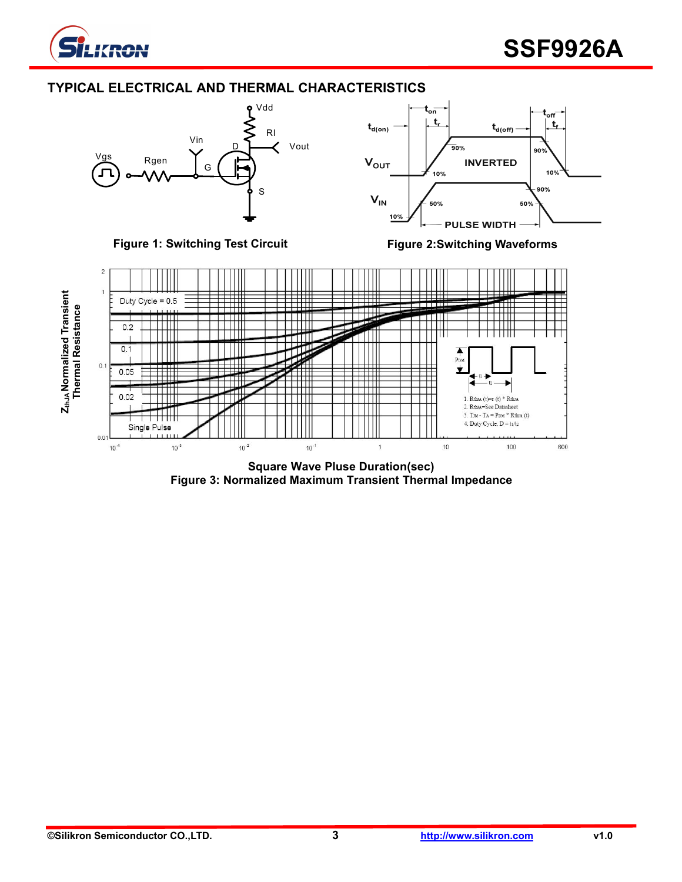## TYPICAL ELECTRICAL AND THERMAL CHARACTERISTICS

Figure 1: Switching Test Circuit

Figure 2:Switching Waveforms

Square Wave Pluse Duration(sec)

Figure 3: Normalized Maximum Transient Thermal Impedance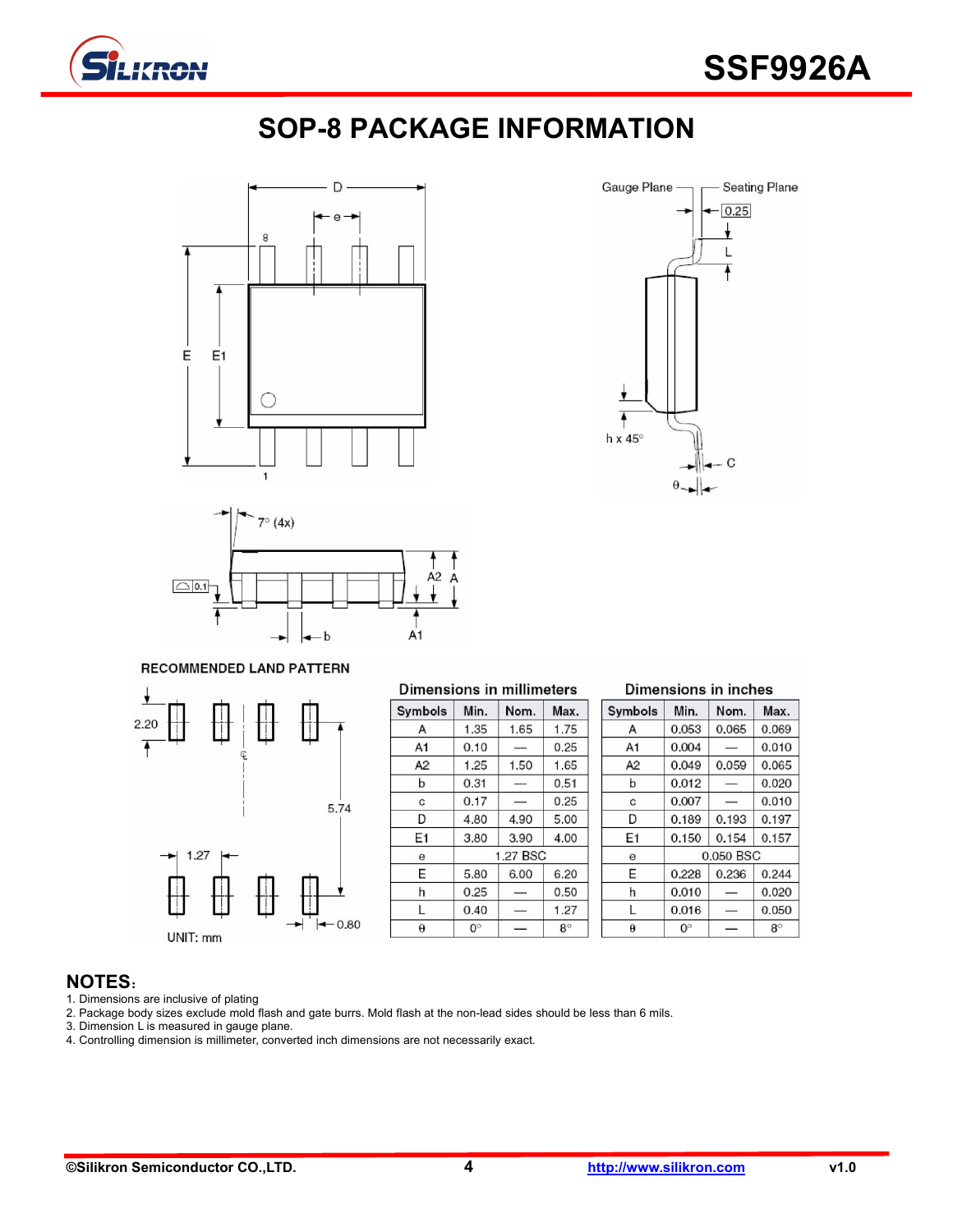# SOP-8 PACKAGE INFORMATION

RECOMMENDED LAND PATTERN

UNIT: mm

| Dimensions in millimeters | | | |
|---|---|---|---|
| Symbols | Min. | Nom. | Max. |
| A | 1.35 | 1.65 | 1.75 |
| A1 | 0.10 | — | 0.25 |
| A2 | 1.25 | 1.50 | 1.65 |
| b | 0.31 | — | 0.51 |
| c | 0.17 | — | 0.25 |
| D | 4.80 | 4.90 | 5.00 |
| E1 | 3.80 | 3.90 | 4.00 |
| e | | 1.27 BSC | |
| E | 5.80 | 6.00 | 6.20 |
| h | 0.25 | — | 0.50 |
| L | 0.40 | — | 1.27 |
| θ | 0° | — | 8° |

| Dimensions in inches | | | |
|---|---|---|---|
| Symbols | Min. | Nom. | Max. |
| A | 0.053 | 0.065 | 0.069 |
| A1 | 0.004 | — | 0.010 |
| A2 | 0.049 | 0.059 | 0.065 |
| b | 0.012 | — | 0.020 |
| c | 0.007 | — | 0.010 |
| D | 0.189 | 0.193 | 0.197 |
| E1 | 0.150 | 0.154 | 0.157 |
| e | | 0.050 BSC | |
| E | 0.228 | 0.236 | 0.244 |
| h | 0.010 | — | 0.020 |
| L | 0.016 | — | 0.050 |
| θ | 0° | — | 8° |

## NOTES:

1. Dimensions are inclusive of plating
2. Package body sizes exclude mold flash and gate burrs. Mold flash at the non-lead sides should be less than 6 mils.
3. Dimension L is measured in gauge plane.
4. Controlling dimension is millimeter, converted inch dimensions are not necessarily exact.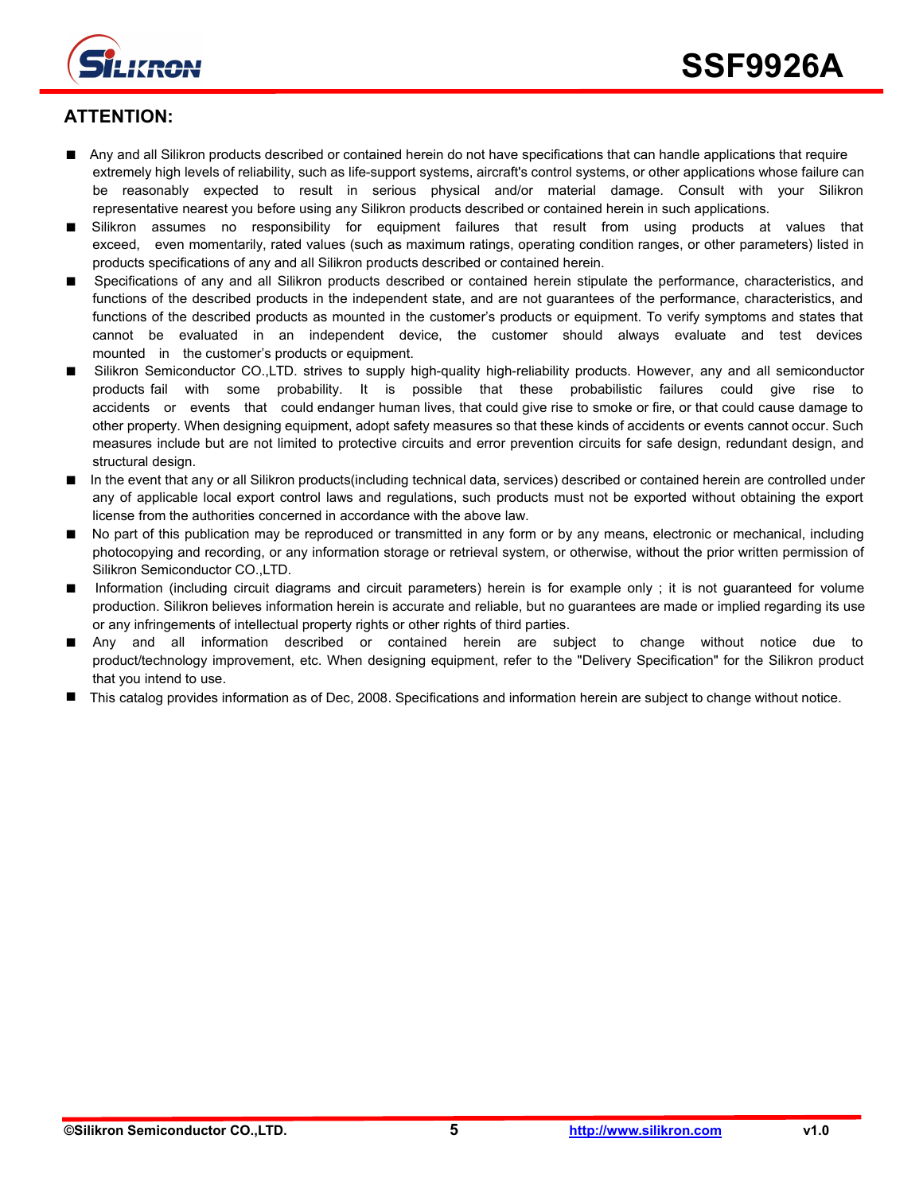## ATTENTION:

- Any and all Silikron products described or contained herein do not have specifications that can handle applications that require extremely high levels of reliability, such as life-support systems, aircraft's control systems, or other applications whose failure can be reasonably expected to result in serious physical and/or material damage. Consult with your Silikron representative nearest you before using any Silikron products described or contained herein in such applications.
- Silikron assumes no responsibility for equipment failures that result from using products at values that exceed, even momentarily, rated values (such as maximum ratings, operating condition ranges, or other parameters) listed in products specifications of any and all Silikron products described or contained herein.
- Specifications of any and all Silikron products described or contained herein stipulate the performance, characteristics, and functions of the described products in the independent state, and are not guarantees of the performance, characteristics, and functions of the described products as mounted in the customer's products or equipment. To verify symptoms and states that cannot be evaluated in an independent device, the customer should always evaluate and test devices mounted in the customer's products or equipment.
- Silikron Semiconductor CO.,LTD. strives to supply high-quality high-reliability products. However, any and all semiconductor products fail with some probability. It is possible that these probabilistic failures could give rise to accidents or events that could endanger human lives, that could give rise to smoke or fire, or that could cause damage to other property. When designing equipment, adopt safety measures so that these kinds of accidents or events cannot occur. Such measures include but are not limited to protective circuits and error prevention circuits for safe design, redundant design, and structural design.
- In the event that any or all Silikron products(including technical data, services) described or contained herein are controlled under any of applicable local export control laws and regulations, such products must not be exported without obtaining the export license from the authorities concerned in accordance with the above law.
- No part of this publication may be reproduced or transmitted in any form or by any means, electronic or mechanical, including photocopying and recording, or any information storage or retrieval system, or otherwise, without the prior written permission of Silikron Semiconductor CO.,LTD.
- Information (including circuit diagrams and circuit parameters) herein is for example only ; it is not guaranteed for volume production. Silikron believes information herein is accurate and reliable, but no guarantees are made or implied regarding its use or any infringements of intellectual property rights or other rights of third parties.
- Any and all information described or contained herein are subject to change without notice due to product/technology improvement, etc. When designing equipment, refer to the "Delivery Specification" for the Silikron product that you intend to use.
- This catalog provides information as of Dec, 2008. Specifications and information herein are subject to change without notice.